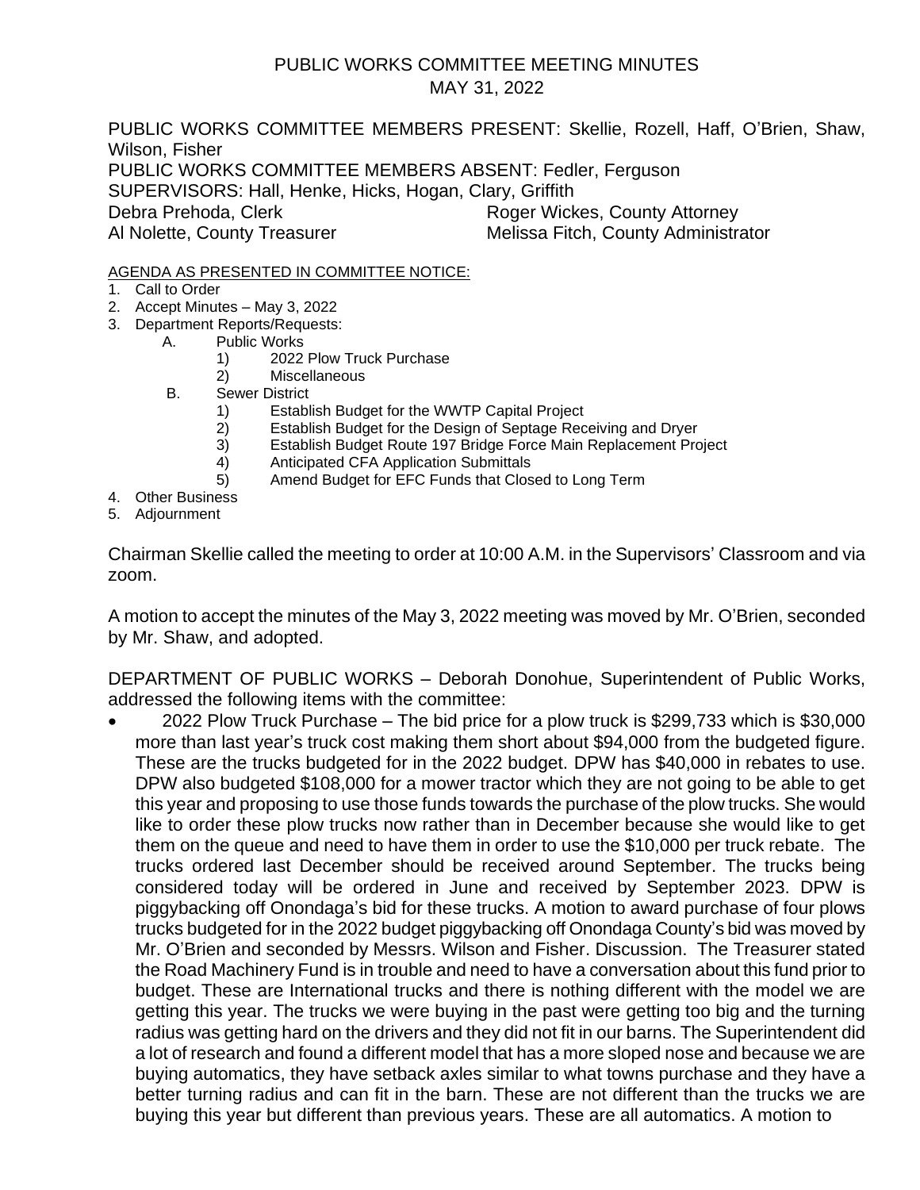# PUBLIC WORKS COMMITTEE MEETING MINUTES
## MAY 31, 2022

PUBLIC WORKS COMMITTEE MEMBERS PRESENT: Skellie, Rozell, Haff, O'Brien, Shaw, Wilson, Fisher
PUBLIC WORKS COMMITTEE MEMBERS ABSENT: Fedler, Ferguson
SUPERVISORS: Hall, Henke, Hicks, Hogan, Clary, Griffith
Debra Prehoda, Clerk — Roger Wickes, County Attorney
Al Nolette, County Treasurer — Melissa Fitch, County Administrator

AGENDA AS PRESENTED IN COMMITTEE NOTICE:

1. Call to Order
2. Accept Minutes – May 3, 2022
3. Department Reports/Requests:
   - A. Public Works
     1) 2022 Plow Truck Purchase
     2) Miscellaneous
   - B. Sewer District
     1) Establish Budget for the WWTP Capital Project
     2) Establish Budget for the Design of Septage Receiving and Dryer
     3) Establish Budget Route 197 Bridge Force Main Replacement Project
     4) Anticipated CFA Application Submittals
     5) Amend Budget for EFC Funds that Closed to Long Term
4. Other Business
5. Adjournment

Chairman Skellie called the meeting to order at 10:00 A.M. in the Supervisors' Classroom and via zoom.

A motion to accept the minutes of the May 3, 2022 meeting was moved by Mr. O'Brien, seconded by Mr. Shaw, and adopted.

DEPARTMENT OF PUBLIC WORKS – Deborah Donohue, Superintendent of Public Works, addressed the following items with the committee:

- 2022 Plow Truck Purchase – The bid price for a plow truck is $299,733 which is $30,000 more than last year's truck cost making them short about $94,000 from the budgeted figure. These are the trucks budgeted for in the 2022 budget. DPW has $40,000 in rebates to use. DPW also budgeted $108,000 for a mower tractor which they are not going to be able to get this year and proposing to use those funds towards the purchase of the plow trucks. She would like to order these plow trucks now rather than in December because she would like to get them on the queue and need to have them in order to use the $10,000 per truck rebate. The trucks ordered last December should be received around September. The trucks being considered today will be ordered in June and received by September 2023. DPW is piggybacking off Onondaga's bid for these trucks. A motion to award purchase of four plows trucks budgeted for in the 2022 budget piggybacking off Onondaga County's bid was moved by Mr. O'Brien and seconded by Messrs. Wilson and Fisher. Discussion. The Treasurer stated the Road Machinery Fund is in trouble and need to have a conversation about this fund prior to budget. These are International trucks and there is nothing different with the model we are getting this year. The trucks we were buying in the past were getting too big and the turning radius was getting hard on the drivers and they did not fit in our barns. The Superintendent did a lot of research and found a different model that has a more sloped nose and because we are buying automatics, they have setback axles similar to what towns purchase and they have a better turning radius and can fit in the barn. These are not different than the trucks we are buying this year but different than previous years. These are all automatics. A motion to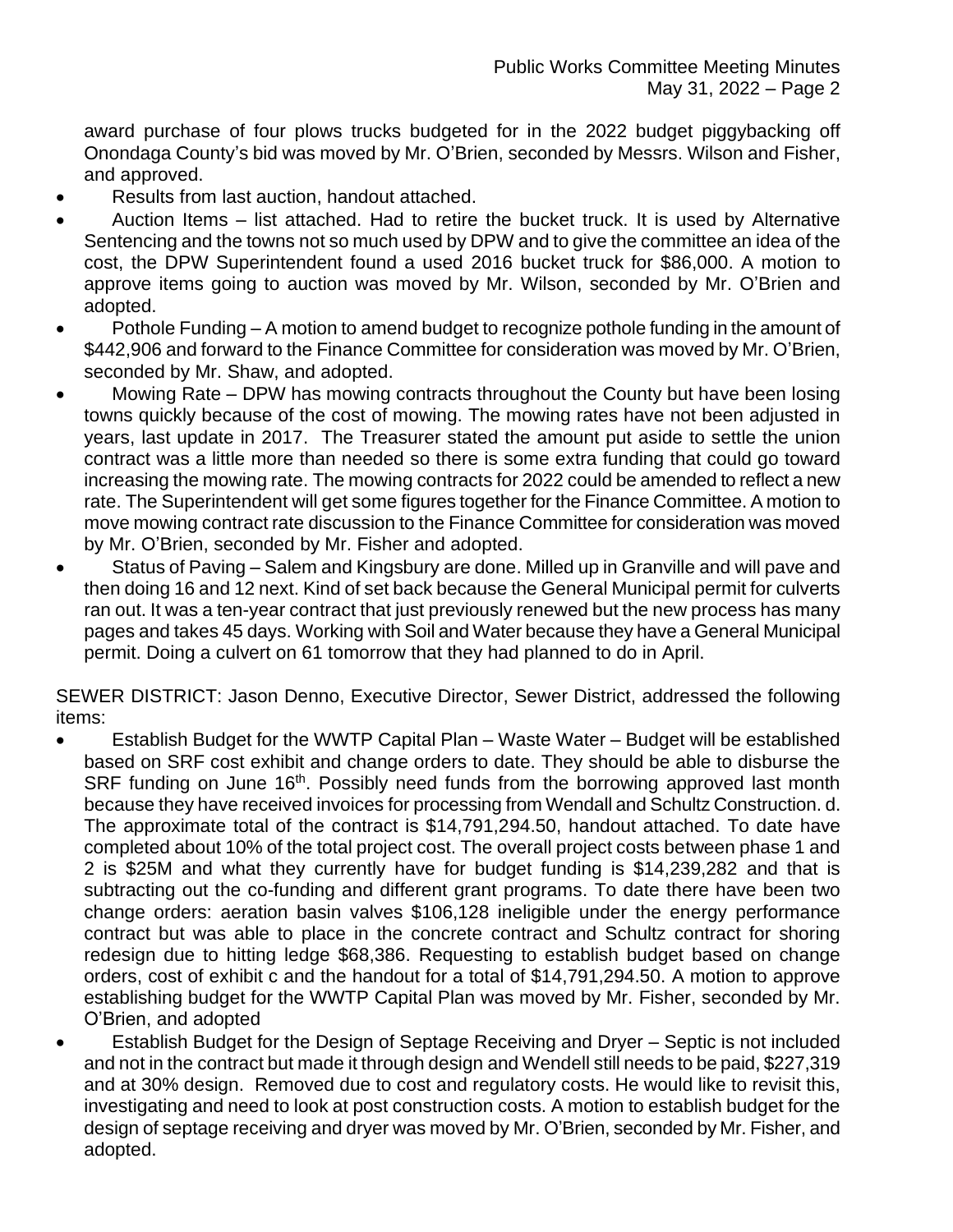award purchase of four plows trucks budgeted for in the 2022 budget piggybacking off Onondaga County's bid was moved by Mr. O'Brien, seconded by Messrs. Wilson and Fisher, and approved.

- Results from last auction, handout attached.
- Auction Items – list attached. Had to retire the bucket truck. It is used by Alternative Sentencing and the towns not so much used by DPW and to give the committee an idea of the cost, the DPW Superintendent found a used 2016 bucket truck for $86,000. A motion to approve items going to auction was moved by Mr. Wilson, seconded by Mr. O'Brien and adopted.
- Pothole Funding – A motion to amend budget to recognize pothole funding in the amount of $442,906 and forward to the Finance Committee for consideration was moved by Mr. O'Brien, seconded by Mr. Shaw, and adopted.
- Mowing Rate – DPW has mowing contracts throughout the County but have been losing towns quickly because of the cost of mowing. The mowing rates have not been adjusted in years, last update in 2017. The Treasurer stated the amount put aside to settle the union contract was a little more than needed so there is some extra funding that could go toward increasing the mowing rate. The mowing contracts for 2022 could be amended to reflect a new rate. The Superintendent will get some figures together for the Finance Committee. A motion to move mowing contract rate discussion to the Finance Committee for consideration was moved by Mr. O'Brien, seconded by Mr. Fisher and adopted.
- Status of Paving – Salem and Kingsbury are done. Milled up in Granville and will pave and then doing 16 and 12 next. Kind of set back because the General Municipal permit for culverts ran out. It was a ten-year contract that just previously renewed but the new process has many pages and takes 45 days. Working with Soil and Water because they have a General Municipal permit. Doing a culvert on 61 tomorrow that they had planned to do in April.

SEWER DISTRICT: Jason Denno, Executive Director, Sewer District, addressed the following items:

- Establish Budget for the WWTP Capital Plan – Waste Water – Budget will be established based on SRF cost exhibit and change orders to date. They should be able to disburse the SRF funding on June 16th. Possibly need funds from the borrowing approved last month because they have received invoices for processing from Wendall and Schultz Construction. d. The approximate total of the contract is $14,791,294.50, handout attached. To date have completed about 10% of the total project cost. The overall project costs between phase 1 and 2 is $25M and what they currently have for budget funding is $14,239,282 and that is subtracting out the co-funding and different grant programs. To date there have been two change orders: aeration basin valves $106,128 ineligible under the energy performance contract but was able to place in the concrete contract and Schultz contract for shoring redesign due to hitting ledge $68,386. Requesting to establish budget based on change orders, cost of exhibit c and the handout for a total of $14,791,294.50. A motion to approve establishing budget for the WWTP Capital Plan was moved by Mr. Fisher, seconded by Mr. O'Brien, and adopted
- Establish Budget for the Design of Septage Receiving and Dryer – Septic is not included and not in the contract but made it through design and Wendell still needs to be paid, $227,319 and at 30% design. Removed due to cost and regulatory costs. He would like to revisit this, investigating and need to look at post construction costs. A motion to establish budget for the design of septage receiving and dryer was moved by Mr. O'Brien, seconded by Mr. Fisher, and adopted.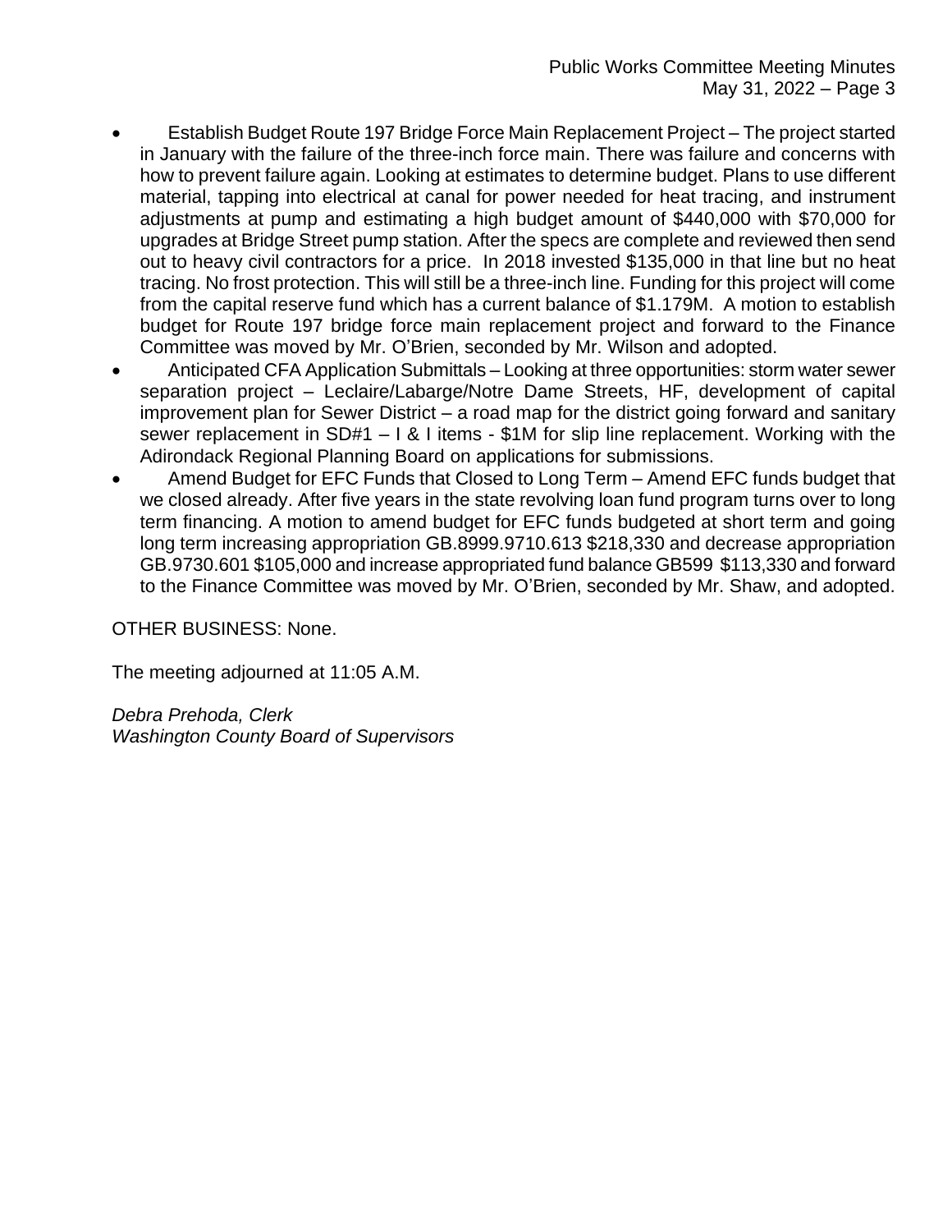- Establish Budget Route 197 Bridge Force Main Replacement Project – The project started in January with the failure of the three-inch force main. There was failure and concerns with how to prevent failure again. Looking at estimates to determine budget. Plans to use different material, tapping into electrical at canal for power needed for heat tracing, and instrument adjustments at pump and estimating a high budget amount of $440,000 with $70,000 for upgrades at Bridge Street pump station. After the specs are complete and reviewed then send out to heavy civil contractors for a price. In 2018 invested $135,000 in that line but no heat tracing. No frost protection. This will still be a three-inch line. Funding for this project will come from the capital reserve fund which has a current balance of $1.179M. A motion to establish budget for Route 197 bridge force main replacement project and forward to the Finance Committee was moved by Mr. O'Brien, seconded by Mr. Wilson and adopted.
- Anticipated CFA Application Submittals – Looking at three opportunities: storm water sewer separation project – Leclaire/Labarge/Notre Dame Streets, HF, development of capital improvement plan for Sewer District – a road map for the district going forward and sanitary sewer replacement in SD#1 – I & I items - $1M for slip line replacement. Working with the Adirondack Regional Planning Board on applications for submissions.
- Amend Budget for EFC Funds that Closed to Long Term – Amend EFC funds budget that we closed already. After five years in the state revolving loan fund program turns over to long term financing. A motion to amend budget for EFC funds budgeted at short term and going long term increasing appropriation GB.8999.9710.613 $218,330 and decrease appropriation GB.9730.601 $105,000 and increase appropriated fund balance GB599 $113,330 and forward to the Finance Committee was moved by Mr. O'Brien, seconded by Mr. Shaw, and adopted.

OTHER BUSINESS: None.

The meeting adjourned at 11:05 A.M.

*Debra Prehoda, Clerk*
*Washington County Board of Supervisors*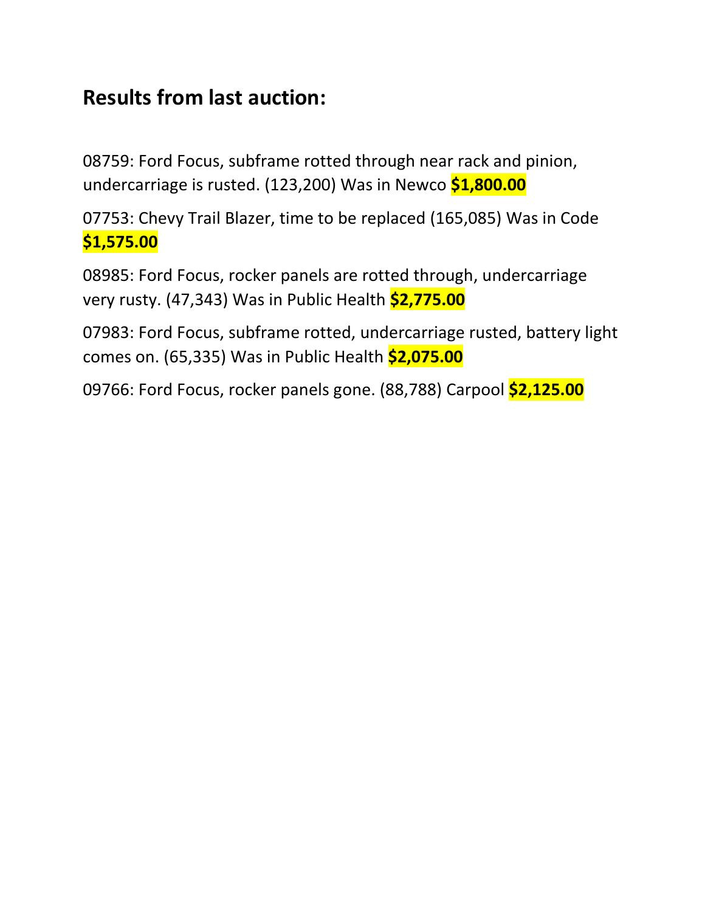## Results from last auction:

08759: Ford Focus, subframe rotted through near rack and pinion, undercarriage is rusted. (123,200) Was in Newco **$1,800.00**

07753: Chevy Trail Blazer, time to be replaced (165,085) Was in Code **$1,575.00**

08985: Ford Focus, rocker panels are rotted through, undercarriage very rusty. (47,343) Was in Public Health **$2,775.00**

07983: Ford Focus, subframe rotted, undercarriage rusted, battery light comes on. (65,335) Was in Public Health **$2,075.00**

09766: Ford Focus, rocker panels gone. (88,788) Carpool **$2,125.00**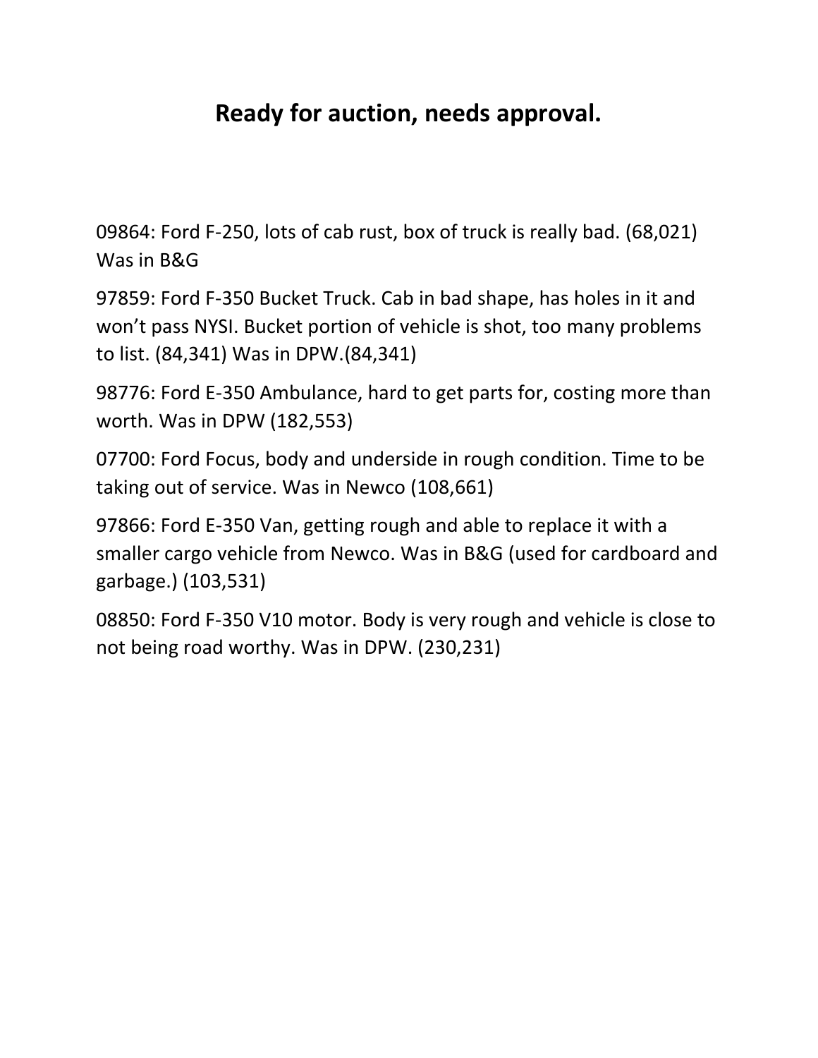# Ready for auction, needs approval.

09864: Ford F-250, lots of cab rust, box of truck is really bad. (68,021) Was in B&G

97859: Ford F-350 Bucket Truck. Cab in bad shape, has holes in it and won't pass NYSI. Bucket portion of vehicle is shot, too many problems to list. (84,341) Was in DPW.(84,341)

98776: Ford E-350 Ambulance, hard to get parts for, costing more than worth. Was in DPW (182,553)

07700: Ford Focus, body and underside in rough condition. Time to be taking out of service. Was in Newco (108,661)

97866: Ford E-350 Van, getting rough and able to replace it with a smaller cargo vehicle from Newco. Was in B&G (used for cardboard and garbage.) (103,531)

08850: Ford F-350 V10 motor. Body is very rough and vehicle is close to not being road worthy. Was in DPW. (230,231)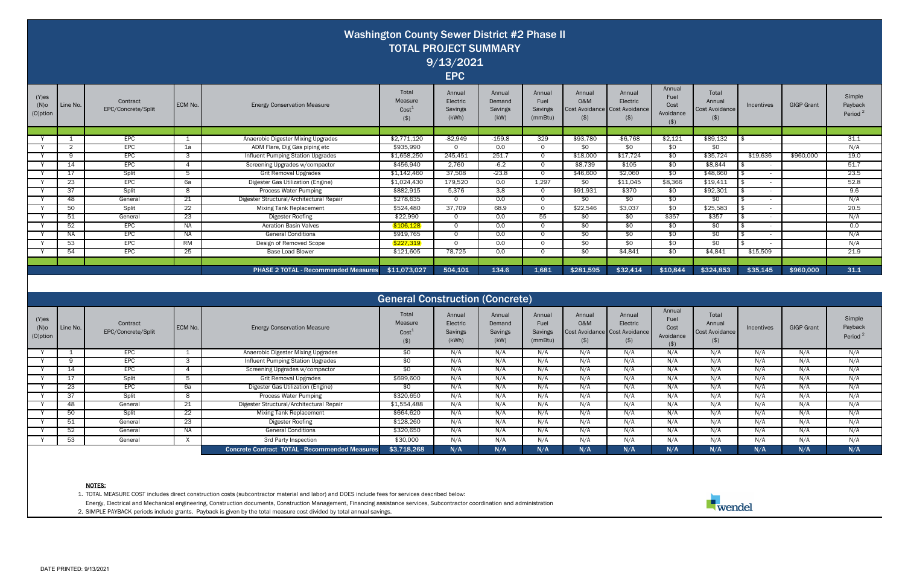# Washington County Sewer District #2 Phase II

## TOTAL PROJECT SUMMARY

9/13/2021

## EPC

| (Y)es (N)o (O)ption | Line No. | Contract EPC/Concrete/Split | ECM No. | Energy Conservation Measure | Total Measure Cost[1] ($) | Annual Electric Savings (kWh) | Annual Demand Savings (kW) | Annual Fuel Savings (mmBtu) | Annual O&M Cost Avoidance ($) | Annual Electric Cost Avoidance ($) | Annual Fuel Cost Avoidance ($) | Total Annual Cost Avoidance ($) | Incentives | GIGP Grant | Simple Payback Period [2] |
|---|---|---|---|---|---|---|---|---|---|---|---|---|---|---|---|
| Y | 1 | EPC | 1 | Anaerobic Digester Mixing Upgrades | $2,771,120 | -82,949 | -159.8 | 329 | $93,780 | -$6,768 | $2,121 | $89,132 | $ - | | 31.1 |
| Y | 2 | EPC | 1a | ADM Flare, Dig Gas piping etc | $935,990 | 0 | 0.0 | 0 | $0 | $0 | $0 | $0 | | | N/A |
| Y | 9 | EPC | 3 | Influent Pumping Station Upgrades | $1,658,250 | 245,451 | 251.7 | 0 | $18,000 | $17,724 | $0 | $35,724 | $19,636 | $960,000 | 19.0 |
| Y | 14 | EPC | 4 | Screening Upgrades w/compactor | $456,940 | 2,760 | -6.2 | 0 | $8,739 | $105 | $0 | $8,844 | $ - | | 51.7 |
| Y | 17 | Split | 5 | Grit Removal Upgrades | $1,142,460 | 37,508 | -23.8 | 0 | $46,600 | $2,060 | $0 | $48,660 | $ - | | 23.5 |
| Y | 23 | EPC | 6a | Digester Gas Utilization (Engine) | $1,024,430 | 179,520 | 0.0 | 1,297 | $0 | $11,045 | $8,366 | $19,411 | $ - | | 52.8 |
| Y | 37 | Split | 8 | Process Water Pumping | $882,915 | 5,376 | 3.8 | 0 | $91,931 | $370 | $0 | $92,301 | $ - | | 9.6 |
| Y | 48 | General | 21 | Digester Structural/Architectural Repair | $278,635 | 0 | 0.0 | 0 | $0 | $0 | $0 | $0 | $ - | | N/A |
| Y | 50 | Split | 22 | Mixing Tank Replacement | $524,480 | 37,709 | 68.9 | 0 | $22,546 | $3,037 | $0 | $25,583 | $ - | | 20.5 |
| Y | 51 | General | 23 | Digester Roofing | $22,990 | 0 | 0.0 | 55 | $0 | $0 | $357 | $357 | $ - | | N/A |
| Y | 52 | EPC | NA | Aeration Basin Valves | $106,128 | 0 | 0.0 | 0 | $0 | $0 | $0 | $0 | $ - | | 0.0 |
| Y | NA | EPC | NA | General Conditions | $919,765 | 0 | 0.0 | 0 | $0 | $0 | $0 | $0 | $ - | | N/A |
| Y | 53 | EPC | RM | Design of Removed Scope | $227,319 | 0 | 0.0 | 0 | $0 | $0 | $0 | $0 | $ - | | N/A |
| Y | 54 | EPC | 25 | Base Load Blower | $121,605 | 78,725 | 0.0 | 0 | $0 | $4,841 | $0 | $4,841 | $15,509 | | 21.9 |
| | | | | **PHASE 2 TOTAL - Recommended Measures** | **$11,073,027** | **504,101** | **134.6** | **1,681** | **$281,595** | **$32,414** | **$10,844** | **$324,853** | **$35,145** | **$960,000** | **31.1** |

## General Construction (Concrete)

| (Y)es (N)o (O)ption | Line No. | Contract EPC/Concrete/Split | ECM No. | Energy Conservation Measure | Total Measure Cost[1] ($) | Annual Electric Savings (kWh) | Annual Demand Savings (kW) | Annual Fuel Savings (mmBtu) | Annual O&M Cost Avoidance ($) | Annual Electric Cost Avoidance ($) | Annual Fuel Cost Avoidance ($) | Total Annual Cost Avoidance ($) | Incentives | GIGP Grant | Simple Payback Period [2] |
|---|---|---|---|---|---|---|---|---|---|---|---|---|---|---|---|
| Y | 1 | EPC | 1 | Anaerobic Digester Mixing Upgrades | $0 | N/A | N/A | N/A | N/A | N/A | N/A | N/A | N/A | N/A | N/A |
| Y | 9 | EPC | 3 | Influent Pumping Station Upgrades | $0 | N/A | N/A | N/A | N/A | N/A | N/A | N/A | N/A | N/A | N/A |
| Y | 14 | EPC | 4 | Screening Upgrades w/compactor | $0 | N/A | N/A | N/A | N/A | N/A | N/A | N/A | N/A | N/A | N/A |
| Y | 17 | Split | 5 | Grit Removal Upgrades | $699,600 | N/A | N/A | N/A | N/A | N/A | N/A | N/A | N/A | N/A | N/A |
| Y | 23 | EPC | 6a | Digester Gas Utilization (Engine) | $0 | N/A | N/A | N/A | N/A | N/A | N/A | N/A | N/A | N/A | N/A |
| Y | 37 | Split | 8 | Process Water Pumping | $320,650 | N/A | N/A | N/A | N/A | N/A | N/A | N/A | N/A | N/A | N/A |
| Y | 48 | General | 21 | Digester Structural/Architectural Repair | $1,554,488 | N/A | N/A | N/A | N/A | N/A | N/A | N/A | N/A | N/A | N/A |
| Y | 50 | Split | 22 | Mixing Tank Replacement | $664,620 | N/A | N/A | N/A | N/A | N/A | N/A | N/A | N/A | N/A | N/A |
| Y | 51 | General | 23 | Digester Roofing | $128,260 | N/A | N/A | N/A | N/A | N/A | N/A | N/A | N/A | N/A | N/A |
| Y | 52 | General | NA | General Conditions | $320,650 | N/A | N/A | N/A | N/A | N/A | N/A | N/A | N/A | N/A | N/A |
| Y | 53 | General | X | 3rd Party Inspection | $30,000 | N/A | N/A | N/A | N/A | N/A | N/A | N/A | N/A | N/A | N/A |
| | | | | **Concrete Contract TOTAL - Recommended Measures** | **$3,718,268** | **N/A** | **N/A** | **N/A** | **N/A** | **N/A** | **N/A** | **N/A** | **N/A** | **N/A** | **N/A** |

**NOTES:**

1. TOTAL MEASURE COST includes direct construction costs (subcontractor material and labor) and DOES include fees for services described below:
   Energy, Electrical and Mechanical engineering, Construction documents, Construction Management, Financing assistance services, Subcontractor coordination and administration
2. SIMPLE PAYBACK periods include grants. Payback is given by the total measure cost divided by total annual savings.

wendel

DATE PRINTED: 9/13/2021